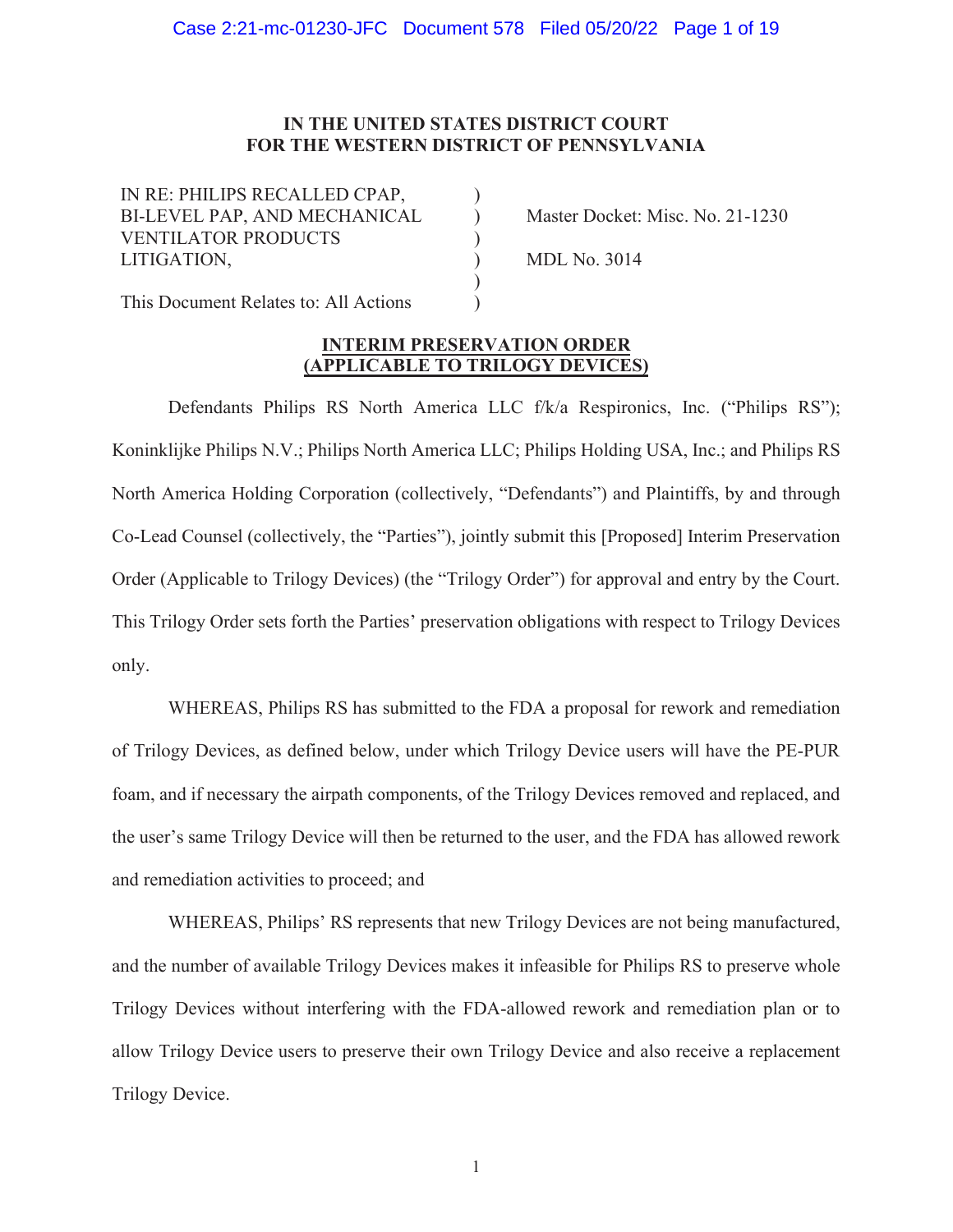**IN THE UNITED STATES DISTRICT COURT**
**FOR THE WESTERN DISTRICT OF PENNSYLVANIA**

| | | |
|---|---|---|
| IN RE: PHILIPS RECALLED CPAP, BI-LEVEL PAP, AND MECHANICAL VENTILATOR PRODUCTS LITIGATION, | ) | Master Docket: Misc. No. 21-1230 |
| | ) | MDL No. 3014 |
| This Document Relates to: All Actions | ) | |

**INTERIM PRESERVATION ORDER**
**(APPLICABLE TO TRILOGY DEVICES)**

Defendants Philips RS North America LLC f/k/a Respironics, Inc. ("Philips RS"); Koninklijke Philips N.V.; Philips North America LLC; Philips Holding USA, Inc.; and Philips RS North America Holding Corporation (collectively, "Defendants") and Plaintiffs, by and through Co-Lead Counsel (collectively, the "Parties"), jointly submit this [Proposed] Interim Preservation Order (Applicable to Trilogy Devices) (the "Trilogy Order") for approval and entry by the Court. This Trilogy Order sets forth the Parties' preservation obligations with respect to Trilogy Devices only.

WHEREAS, Philips RS has submitted to the FDA a proposal for rework and remediation of Trilogy Devices, as defined below, under which Trilogy Device users will have the PE-PUR foam, and if necessary the airpath components, of the Trilogy Devices removed and replaced, and the user's same Trilogy Device will then be returned to the user, and the FDA has allowed rework and remediation activities to proceed; and

WHEREAS, Philips' RS represents that new Trilogy Devices are not being manufactured, and the number of available Trilogy Devices makes it infeasible for Philips RS to preserve whole Trilogy Devices without interfering with the FDA-allowed rework and remediation plan or to allow Trilogy Device users to preserve their own Trilogy Device and also receive a replacement Trilogy Device.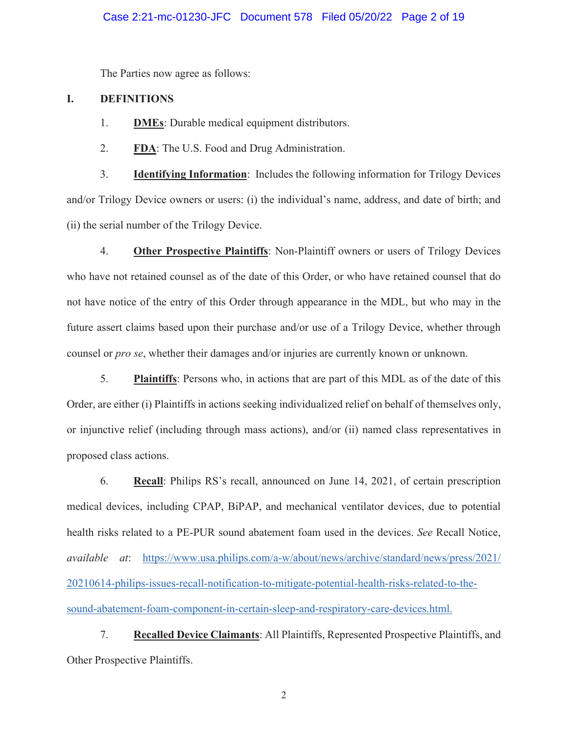The Parties now agree as follows:

## I. DEFINITIONS

1. **DMEs**: Durable medical equipment distributors.

2. **FDA**: The U.S. Food and Drug Administration.

3. **Identifying Information**: Includes the following information for Trilogy Devices and/or Trilogy Device owners or users: (i) the individual's name, address, and date of birth; and (ii) the serial number of the Trilogy Device.

4. **Other Prospective Plaintiffs**: Non-Plaintiff owners or users of Trilogy Devices who have not retained counsel as of the date of this Order, or who have retained counsel that do not have notice of the entry of this Order through appearance in the MDL, but who may in the future assert claims based upon their purchase and/or use of a Trilogy Device, whether through counsel or *pro se*, whether their damages and/or injuries are currently known or unknown.

5. **Plaintiffs**: Persons who, in actions that are part of this MDL as of the date of this Order, are either (i) Plaintiffs in actions seeking individualized relief on behalf of themselves only, or injunctive relief (including through mass actions), and/or (ii) named class representatives in proposed class actions.

6. **Recall**: Philips RS's recall, announced on June 14, 2021, of certain prescription medical devices, including CPAP, BiPAP, and mechanical ventilator devices, due to potential health risks related to a PE-PUR sound abatement foam used in the devices. *See* Recall Notice, *available at*: https://www.usa.philips.com/a-w/about/news/archive/standard/news/press/2021/20210614-philips-issues-recall-notification-to-mitigate-potential-health-risks-related-to-the-sound-abatement-foam-component-in-certain-sleep-and-respiratory-care-devices.html.

7. **Recalled Device Claimants**: All Plaintiffs, Represented Prospective Plaintiffs, and Other Prospective Plaintiffs.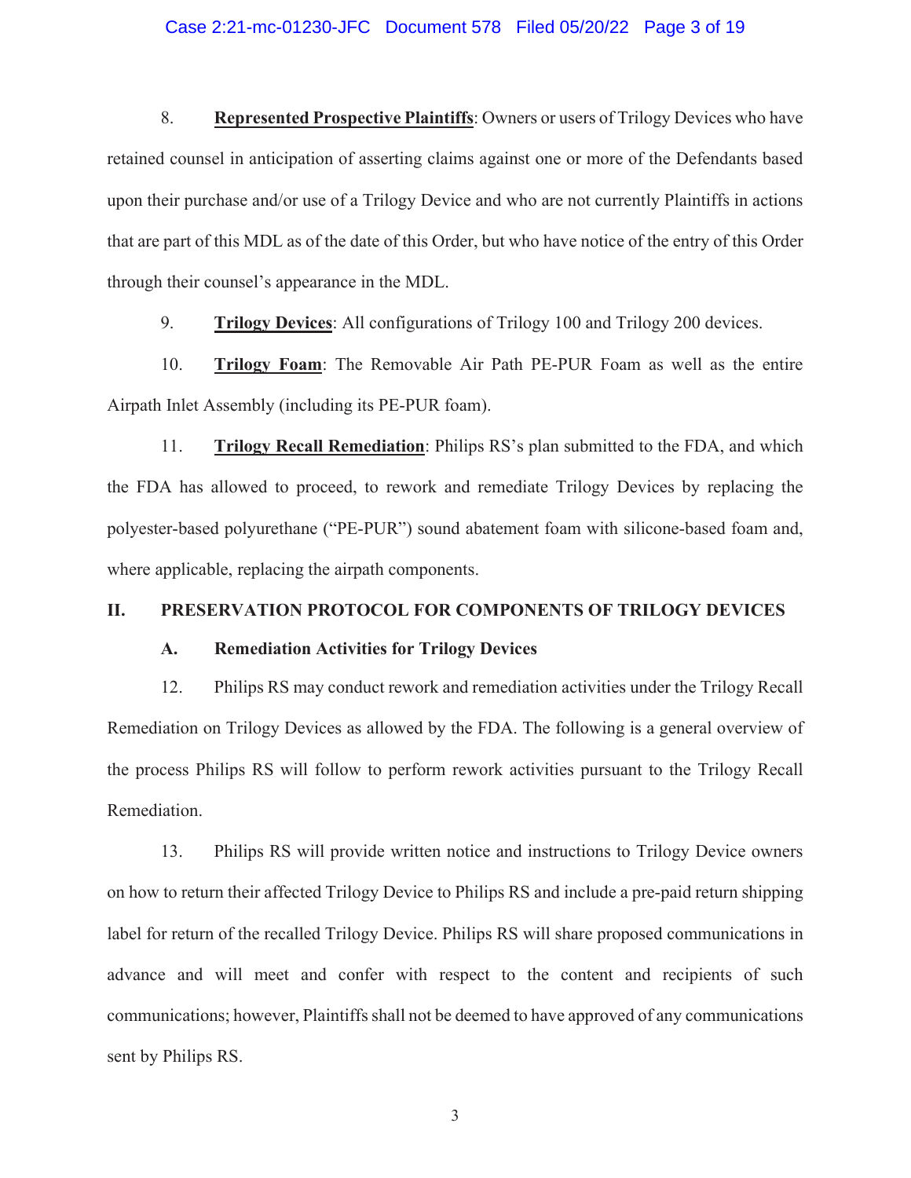8. **Represented Prospective Plaintiffs**: Owners or users of Trilogy Devices who have retained counsel in anticipation of asserting claims against one or more of the Defendants based upon their purchase and/or use of a Trilogy Device and who are not currently Plaintiffs in actions that are part of this MDL as of the date of this Order, but who have notice of the entry of this Order through their counsel's appearance in the MDL.

9. **Trilogy Devices**: All configurations of Trilogy 100 and Trilogy 200 devices.

10. **Trilogy Foam**: The Removable Air Path PE-PUR Foam as well as the entire Airpath Inlet Assembly (including its PE-PUR foam).

11. **Trilogy Recall Remediation**: Philips RS's plan submitted to the FDA, and which the FDA has allowed to proceed, to rework and remediate Trilogy Devices by replacing the polyester-based polyurethane ("PE-PUR") sound abatement foam with silicone-based foam and, where applicable, replacing the airpath components.

## II. PRESERVATION PROTOCOL FOR COMPONENTS OF TRILOGY DEVICES

### A. Remediation Activities for Trilogy Devices

12. Philips RS may conduct rework and remediation activities under the Trilogy Recall Remediation on Trilogy Devices as allowed by the FDA. The following is a general overview of the process Philips RS will follow to perform rework activities pursuant to the Trilogy Recall Remediation.

13. Philips RS will provide written notice and instructions to Trilogy Device owners on how to return their affected Trilogy Device to Philips RS and include a pre-paid return shipping label for return of the recalled Trilogy Device. Philips RS will share proposed communications in advance and will meet and confer with respect to the content and recipients of such communications; however, Plaintiffs shall not be deemed to have approved of any communications sent by Philips RS.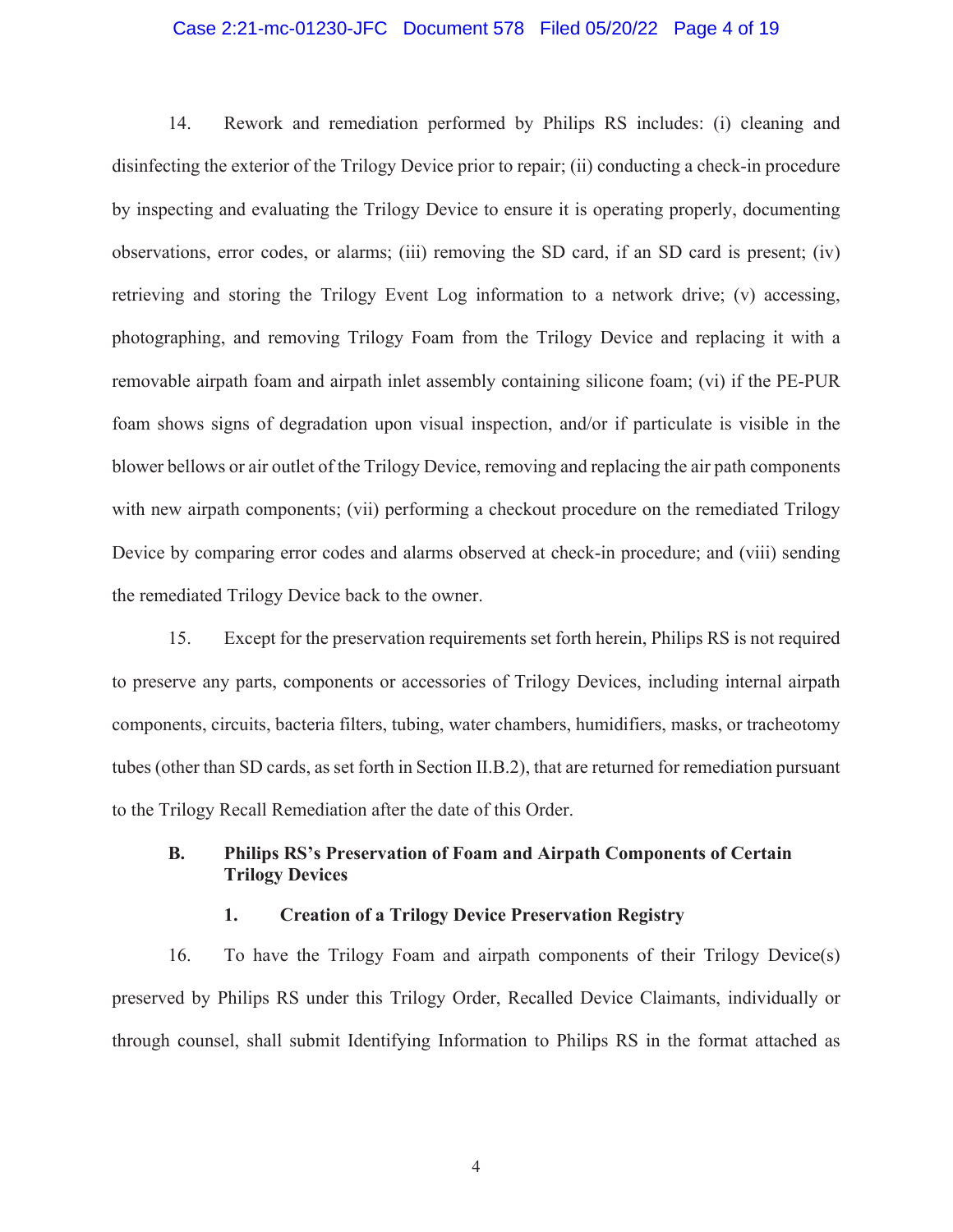14. Rework and remediation performed by Philips RS includes: (i) cleaning and disinfecting the exterior of the Trilogy Device prior to repair; (ii) conducting a check-in procedure by inspecting and evaluating the Trilogy Device to ensure it is operating properly, documenting observations, error codes, or alarms; (iii) removing the SD card, if an SD card is present; (iv) retrieving and storing the Trilogy Event Log information to a network drive; (v) accessing, photographing, and removing Trilogy Foam from the Trilogy Device and replacing it with a removable airpath foam and airpath inlet assembly containing silicone foam; (vi) if the PE-PUR foam shows signs of degradation upon visual inspection, and/or if particulate is visible in the blower bellows or air outlet of the Trilogy Device, removing and replacing the air path components with new airpath components; (vii) performing a checkout procedure on the remediated Trilogy Device by comparing error codes and alarms observed at check-in procedure; and (viii) sending the remediated Trilogy Device back to the owner.

15. Except for the preservation requirements set forth herein, Philips RS is not required to preserve any parts, components or accessories of Trilogy Devices, including internal airpath components, circuits, bacteria filters, tubing, water chambers, humidifiers, masks, or tracheotomy tubes (other than SD cards, as set forth in Section II.B.2), that are returned for remediation pursuant to the Trilogy Recall Remediation after the date of this Order.

### B. Philips RS's Preservation of Foam and Airpath Components of Certain Trilogy Devices

#### 1. Creation of a Trilogy Device Preservation Registry

16. To have the Trilogy Foam and airpath components of their Trilogy Device(s) preserved by Philips RS under this Trilogy Order, Recalled Device Claimants, individually or through counsel, shall submit Identifying Information to Philips RS in the format attached as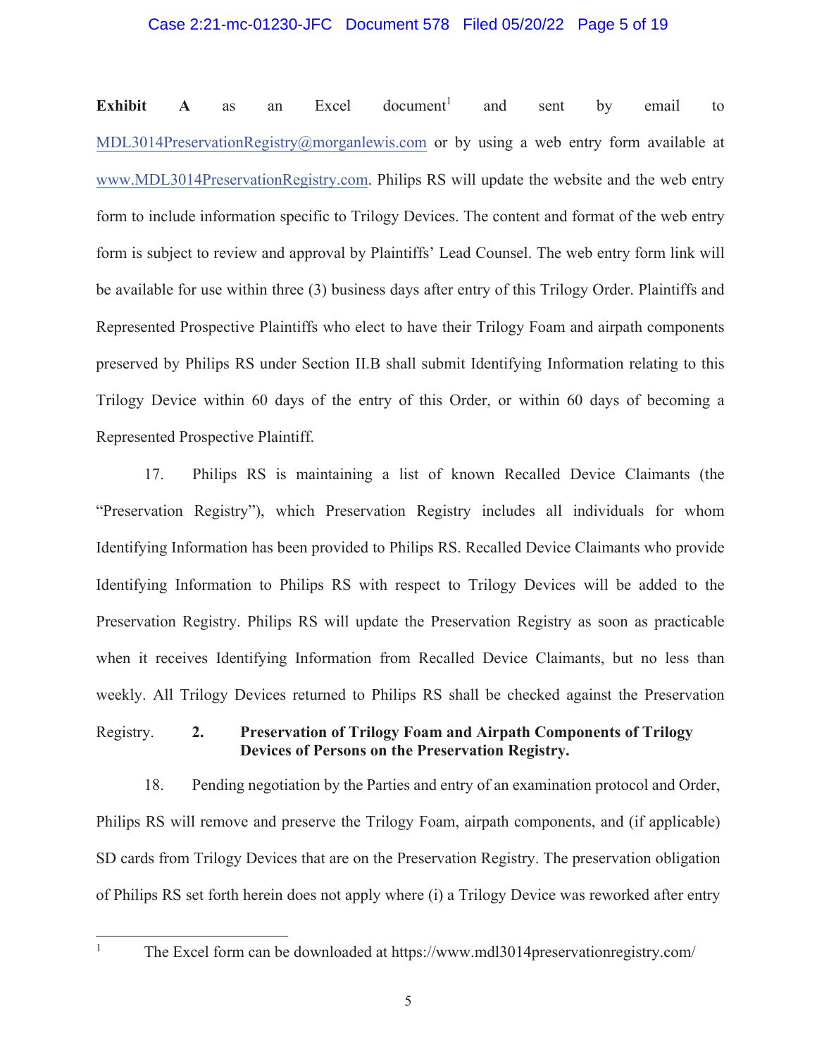**Exhibit A** as an Excel document[1] and sent by email to MDL3014PreservationRegistry@morganlewis.com or by using a web entry form available at www.MDL3014PreservationRegistry.com. Philips RS will update the website and the web entry form to include information specific to Trilogy Devices. The content and format of the web entry form is subject to review and approval by Plaintiffs' Lead Counsel. The web entry form link will be available for use within three (3) business days after entry of this Trilogy Order. Plaintiffs and Represented Prospective Plaintiffs who elect to have their Trilogy Foam and airpath components preserved by Philips RS under Section II.B shall submit Identifying Information relating to this Trilogy Device within 60 days of the entry of this Order, or within 60 days of becoming a Represented Prospective Plaintiff.

17. Philips RS is maintaining a list of known Recalled Device Claimants (the "Preservation Registry"), which Preservation Registry includes all individuals for whom Identifying Information has been provided to Philips RS. Recalled Device Claimants who provide Identifying Information to Philips RS with respect to Trilogy Devices will be added to the Preservation Registry. Philips RS will update the Preservation Registry as soon as practicable when it receives Identifying Information from Recalled Device Claimants, but no less than weekly. All Trilogy Devices returned to Philips RS shall be checked against the Preservation Registry.

**2. Preservation of Trilogy Foam and Airpath Components of Trilogy Devices of Persons on the Preservation Registry.**

18. Pending negotiation by the Parties and entry of an examination protocol and Order, Philips RS will remove and preserve the Trilogy Foam, airpath components, and (if applicable) SD cards from Trilogy Devices that are on the Preservation Registry. The preservation obligation of Philips RS set forth herein does not apply where (i) a Trilogy Device was reworked after entry

[1] The Excel form can be downloaded at https://www.mdl3014preservationregistry.com/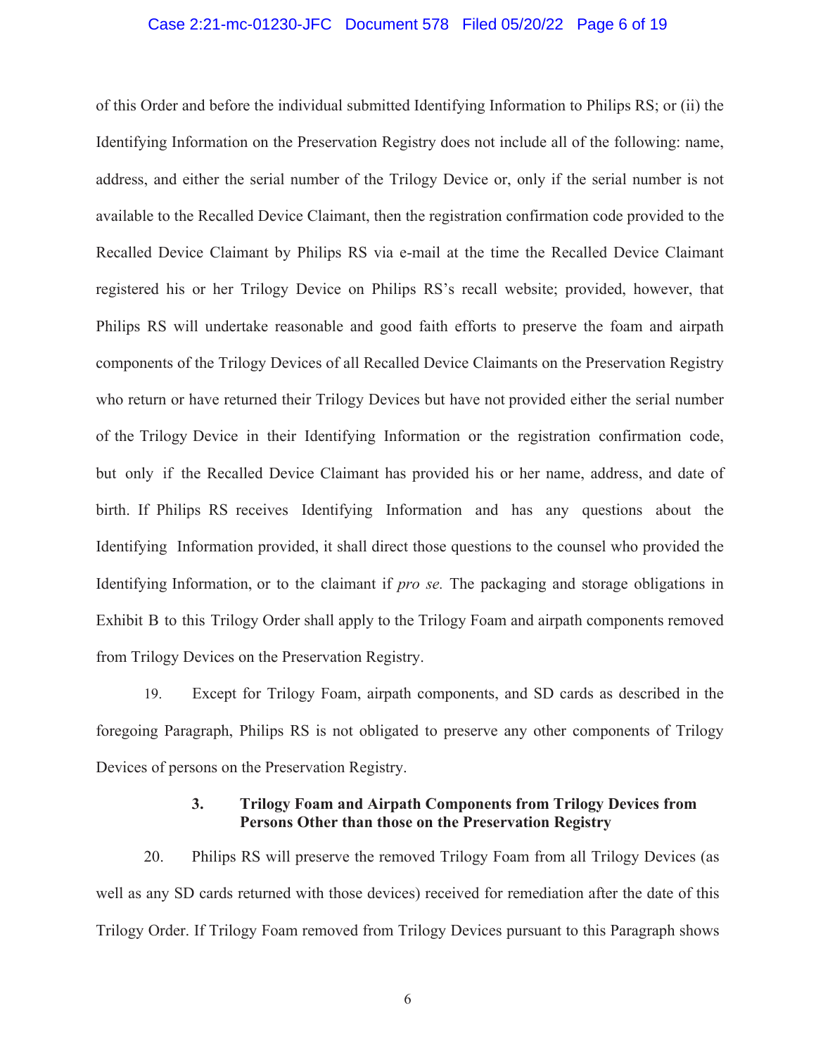of this Order and before the individual submitted Identifying Information to Philips RS; or (ii) the Identifying Information on the Preservation Registry does not include all of the following: name, address, and either the serial number of the Trilogy Device or, only if the serial number is not available to the Recalled Device Claimant, then the registration confirmation code provided to the Recalled Device Claimant by Philips RS via e-mail at the time the Recalled Device Claimant registered his or her Trilogy Device on Philips RS's recall website; provided, however, that Philips RS will undertake reasonable and good faith efforts to preserve the foam and airpath components of the Trilogy Devices of all Recalled Device Claimants on the Preservation Registry who return or have returned their Trilogy Devices but have not provided either the serial number of the Trilogy Device in their Identifying Information or the registration confirmation code, but only if the Recalled Device Claimant has provided his or her name, address, and date of birth. If Philips RS receives Identifying Information and has any questions about the Identifying Information provided, it shall direct those questions to the counsel who provided the Identifying Information, or to the claimant if *pro se.* The packaging and storage obligations in Exhibit B to this Trilogy Order shall apply to the Trilogy Foam and airpath components removed from Trilogy Devices on the Preservation Registry.

19. Except for Trilogy Foam, airpath components, and SD cards as described in the foregoing Paragraph, Philips RS is not obligated to preserve any other components of Trilogy Devices of persons on the Preservation Registry.

### 3. Trilogy Foam and Airpath Components from Trilogy Devices from Persons Other than those on the Preservation Registry

20. Philips RS will preserve the removed Trilogy Foam from all Trilogy Devices (as well as any SD cards returned with those devices) received for remediation after the date of this Trilogy Order. If Trilogy Foam removed from Trilogy Devices pursuant to this Paragraph shows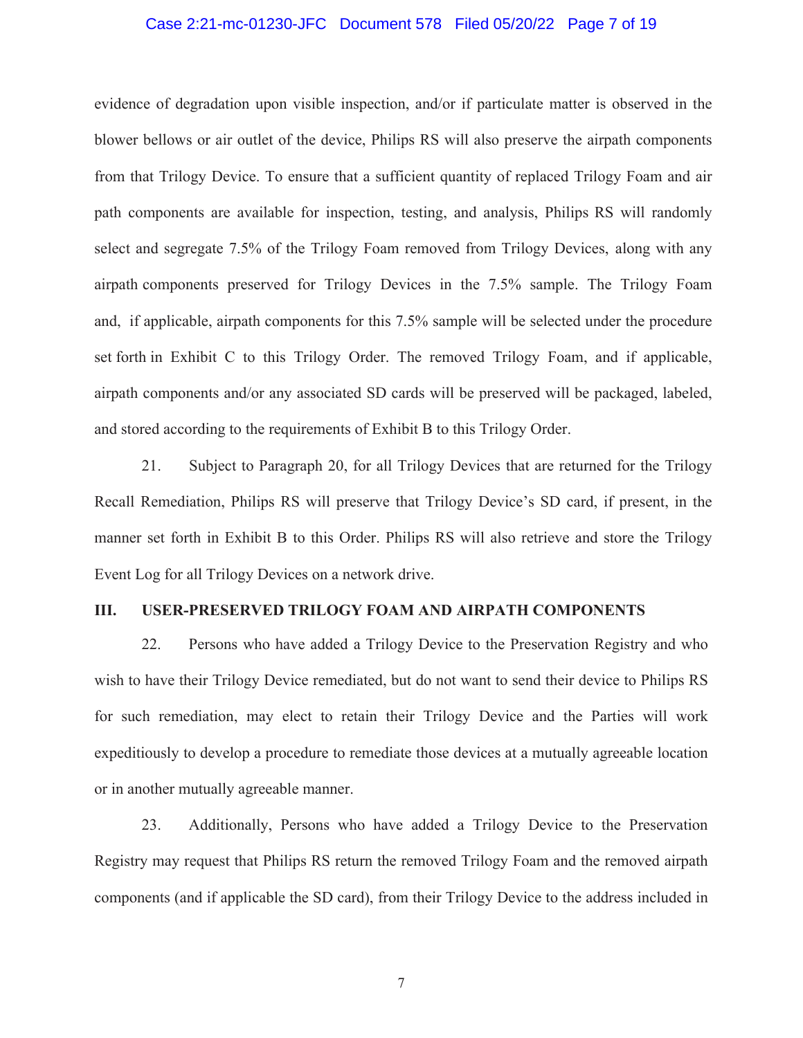evidence of degradation upon visible inspection, and/or if particulate matter is observed in the blower bellows or air outlet of the device, Philips RS will also preserve the airpath components from that Trilogy Device. To ensure that a sufficient quantity of replaced Trilogy Foam and air path components are available for inspection, testing, and analysis, Philips RS will randomly select and segregate 7.5% of the Trilogy Foam removed from Trilogy Devices, along with any airpath components preserved for Trilogy Devices in the 7.5% sample. The Trilogy Foam and, if applicable, airpath components for this 7.5% sample will be selected under the procedure set forth in Exhibit C to this Trilogy Order. The removed Trilogy Foam, and if applicable, airpath components and/or any associated SD cards will be preserved will be packaged, labeled, and stored according to the requirements of Exhibit B to this Trilogy Order.

21. Subject to Paragraph 20, for all Trilogy Devices that are returned for the Trilogy Recall Remediation, Philips RS will preserve that Trilogy Device's SD card, if present, in the manner set forth in Exhibit B to this Order. Philips RS will also retrieve and store the Trilogy Event Log for all Trilogy Devices on a network drive.

## III. USER-PRESERVED TRILOGY FOAM AND AIRPATH COMPONENTS

22. Persons who have added a Trilogy Device to the Preservation Registry and who wish to have their Trilogy Device remediated, but do not want to send their device to Philips RS for such remediation, may elect to retain their Trilogy Device and the Parties will work expeditiously to develop a procedure to remediate those devices at a mutually agreeable location or in another mutually agreeable manner.

23. Additionally, Persons who have added a Trilogy Device to the Preservation Registry may request that Philips RS return the removed Trilogy Foam and the removed airpath components (and if applicable the SD card), from their Trilogy Device to the address included in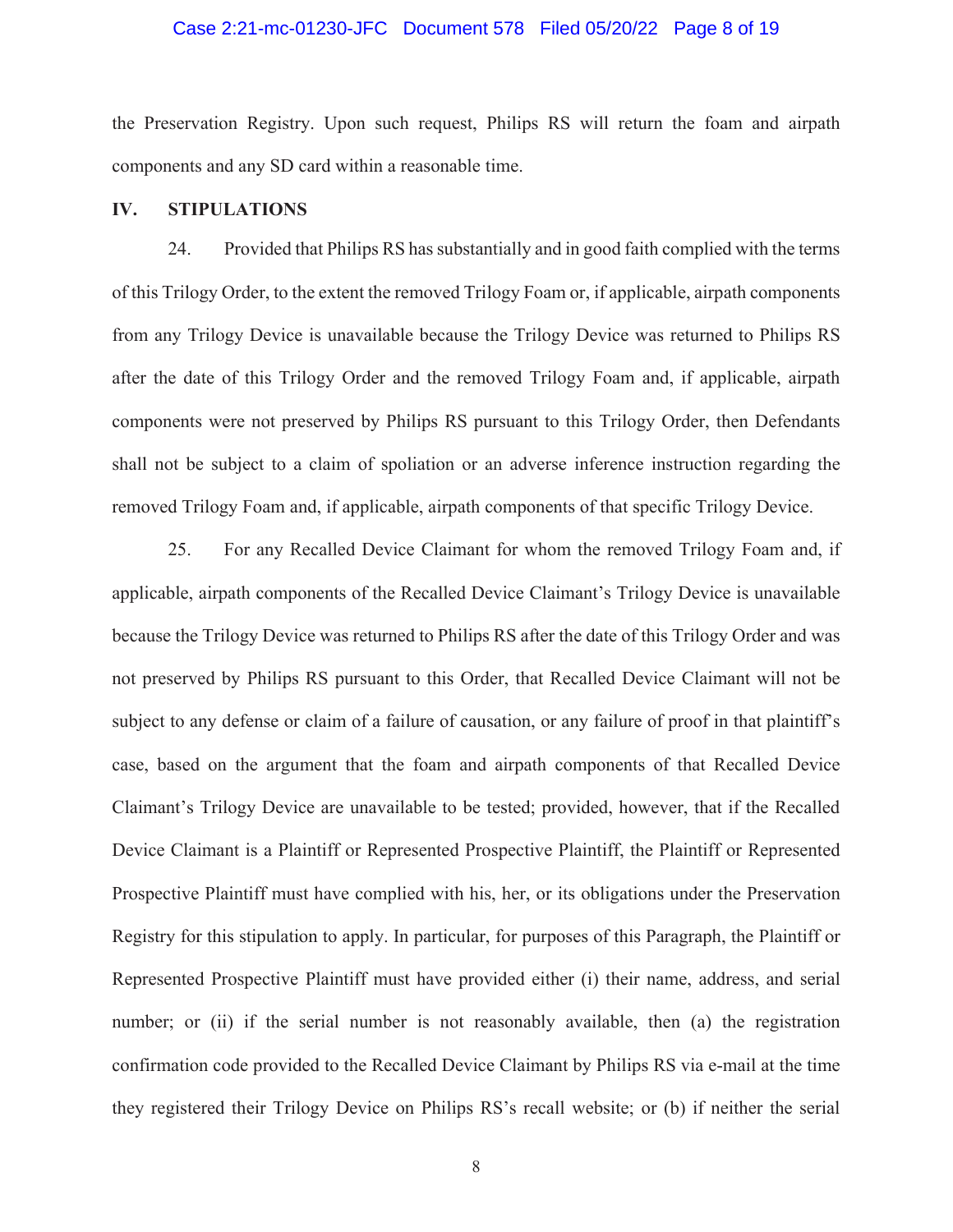the Preservation Registry. Upon such request, Philips RS will return the foam and airpath components and any SD card within a reasonable time.

## IV. STIPULATIONS

24. Provided that Philips RS has substantially and in good faith complied with the terms of this Trilogy Order, to the extent the removed Trilogy Foam or, if applicable, airpath components from any Trilogy Device is unavailable because the Trilogy Device was returned to Philips RS after the date of this Trilogy Order and the removed Trilogy Foam and, if applicable, airpath components were not preserved by Philips RS pursuant to this Trilogy Order, then Defendants shall not be subject to a claim of spoliation or an adverse inference instruction regarding the removed Trilogy Foam and, if applicable, airpath components of that specific Trilogy Device.

25. For any Recalled Device Claimant for whom the removed Trilogy Foam and, if applicable, airpath components of the Recalled Device Claimant's Trilogy Device is unavailable because the Trilogy Device was returned to Philips RS after the date of this Trilogy Order and was not preserved by Philips RS pursuant to this Order, that Recalled Device Claimant will not be subject to any defense or claim of a failure of causation, or any failure of proof in that plaintiff's case, based on the argument that the foam and airpath components of that Recalled Device Claimant's Trilogy Device are unavailable to be tested; provided, however, that if the Recalled Device Claimant is a Plaintiff or Represented Prospective Plaintiff, the Plaintiff or Represented Prospective Plaintiff must have complied with his, her, or its obligations under the Preservation Registry for this stipulation to apply. In particular, for purposes of this Paragraph, the Plaintiff or Represented Prospective Plaintiff must have provided either (i) their name, address, and serial number; or (ii) if the serial number is not reasonably available, then (a) the registration confirmation code provided to the Recalled Device Claimant by Philips RS via e-mail at the time they registered their Trilogy Device on Philips RS's recall website; or (b) if neither the serial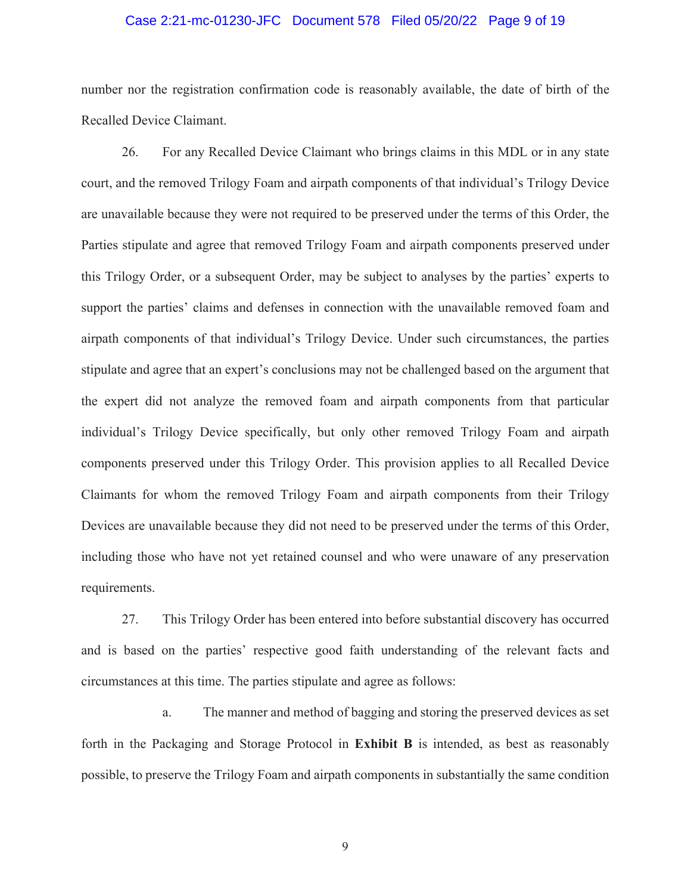number nor the registration confirmation code is reasonably available, the date of birth of the Recalled Device Claimant.

26. For any Recalled Device Claimant who brings claims in this MDL or in any state court, and the removed Trilogy Foam and airpath components of that individual's Trilogy Device are unavailable because they were not required to be preserved under the terms of this Order, the Parties stipulate and agree that removed Trilogy Foam and airpath components preserved under this Trilogy Order, or a subsequent Order, may be subject to analyses by the parties' experts to support the parties' claims and defenses in connection with the unavailable removed foam and airpath components of that individual's Trilogy Device. Under such circumstances, the parties stipulate and agree that an expert's conclusions may not be challenged based on the argument that the expert did not analyze the removed foam and airpath components from that particular individual's Trilogy Device specifically, but only other removed Trilogy Foam and airpath components preserved under this Trilogy Order. This provision applies to all Recalled Device Claimants for whom the removed Trilogy Foam and airpath components from their Trilogy Devices are unavailable because they did not need to be preserved under the terms of this Order, including those who have not yet retained counsel and who were unaware of any preservation requirements.

27. This Trilogy Order has been entered into before substantial discovery has occurred and is based on the parties' respective good faith understanding of the relevant facts and circumstances at this time. The parties stipulate and agree as follows:

a. The manner and method of bagging and storing the preserved devices as set forth in the Packaging and Storage Protocol in **Exhibit B** is intended, as best as reasonably possible, to preserve the Trilogy Foam and airpath components in substantially the same condition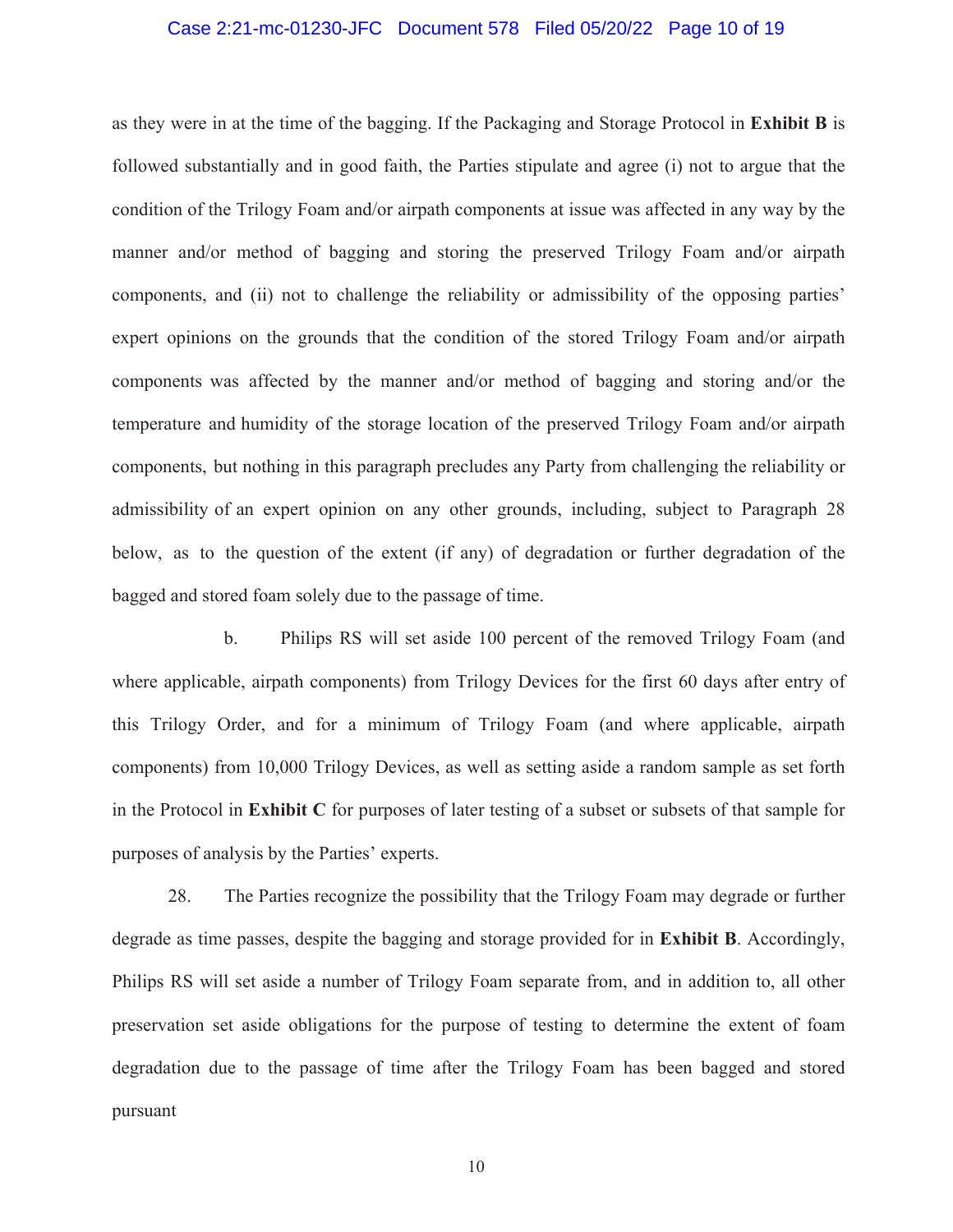as they were in at the time of the bagging. If the Packaging and Storage Protocol in **Exhibit B** is followed substantially and in good faith, the Parties stipulate and agree (i) not to argue that the condition of the Trilogy Foam and/or airpath components at issue was affected in any way by the manner and/or method of bagging and storing the preserved Trilogy Foam and/or airpath components, and (ii) not to challenge the reliability or admissibility of the opposing parties' expert opinions on the grounds that the condition of the stored Trilogy Foam and/or airpath components was affected by the manner and/or method of bagging and storing and/or the temperature and humidity of the storage location of the preserved Trilogy Foam and/or airpath components, but nothing in this paragraph precludes any Party from challenging the reliability or admissibility of an expert opinion on any other grounds, including, subject to Paragraph 28 below, as to the question of the extent (if any) of degradation or further degradation of the bagged and stored foam solely due to the passage of time.

b. Philips RS will set aside 100 percent of the removed Trilogy Foam (and where applicable, airpath components) from Trilogy Devices for the first 60 days after entry of this Trilogy Order, and for a minimum of Trilogy Foam (and where applicable, airpath components) from 10,000 Trilogy Devices, as well as setting aside a random sample as set forth in the Protocol in **Exhibit C** for purposes of later testing of a subset or subsets of that sample for purposes of analysis by the Parties' experts.

28. The Parties recognize the possibility that the Trilogy Foam may degrade or further degrade as time passes, despite the bagging and storage provided for in **Exhibit B**. Accordingly, Philips RS will set aside a number of Trilogy Foam separate from, and in addition to, all other preservation set aside obligations for the purpose of testing to determine the extent of foam degradation due to the passage of time after the Trilogy Foam has been bagged and stored pursuant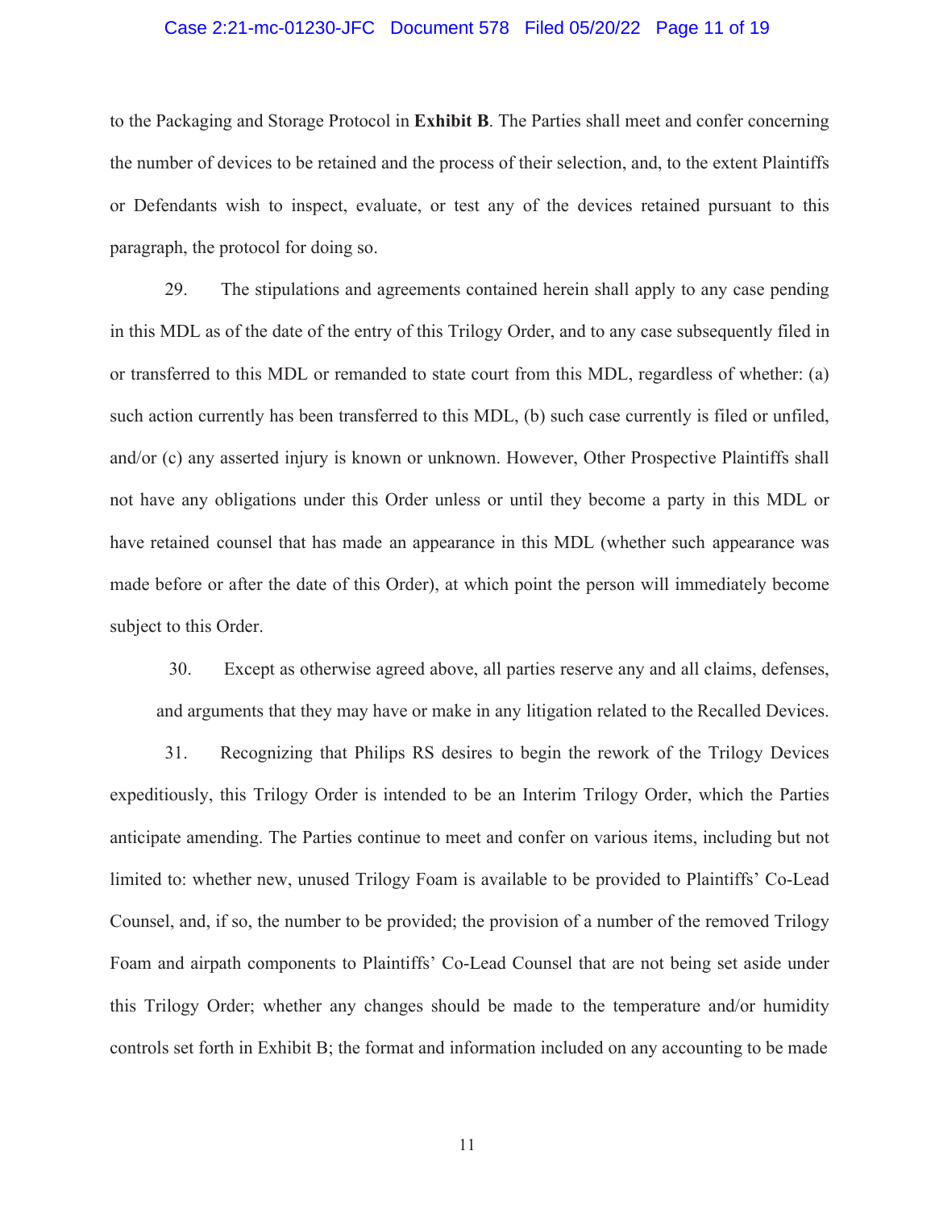to the Packaging and Storage Protocol in **Exhibit B**. The Parties shall meet and confer concerning the number of devices to be retained and the process of their selection, and, to the extent Plaintiffs or Defendants wish to inspect, evaluate, or test any of the devices retained pursuant to this paragraph, the protocol for doing so.

29. The stipulations and agreements contained herein shall apply to any case pending in this MDL as of the date of the entry of this Trilogy Order, and to any case subsequently filed in or transferred to this MDL or remanded to state court from this MDL, regardless of whether: (a) such action currently has been transferred to this MDL, (b) such case currently is filed or unfiled, and/or (c) any asserted injury is known or unknown. However, Other Prospective Plaintiffs shall not have any obligations under this Order unless or until they become a party in this MDL or have retained counsel that has made an appearance in this MDL (whether such appearance was made before or after the date of this Order), at which point the person will immediately become subject to this Order.

30. Except as otherwise agreed above, all parties reserve any and all claims, defenses, and arguments that they may have or make in any litigation related to the Recalled Devices.

31. Recognizing that Philips RS desires to begin the rework of the Trilogy Devices expeditiously, this Trilogy Order is intended to be an Interim Trilogy Order, which the Parties anticipate amending. The Parties continue to meet and confer on various items, including but not limited to: whether new, unused Trilogy Foam is available to be provided to Plaintiffs' Co-Lead Counsel, and, if so, the number to be provided; the provision of a number of the removed Trilogy Foam and airpath components to Plaintiffs' Co-Lead Counsel that are not being set aside under this Trilogy Order; whether any changes should be made to the temperature and/or humidity controls set forth in Exhibit B; the format and information included on any accounting to be made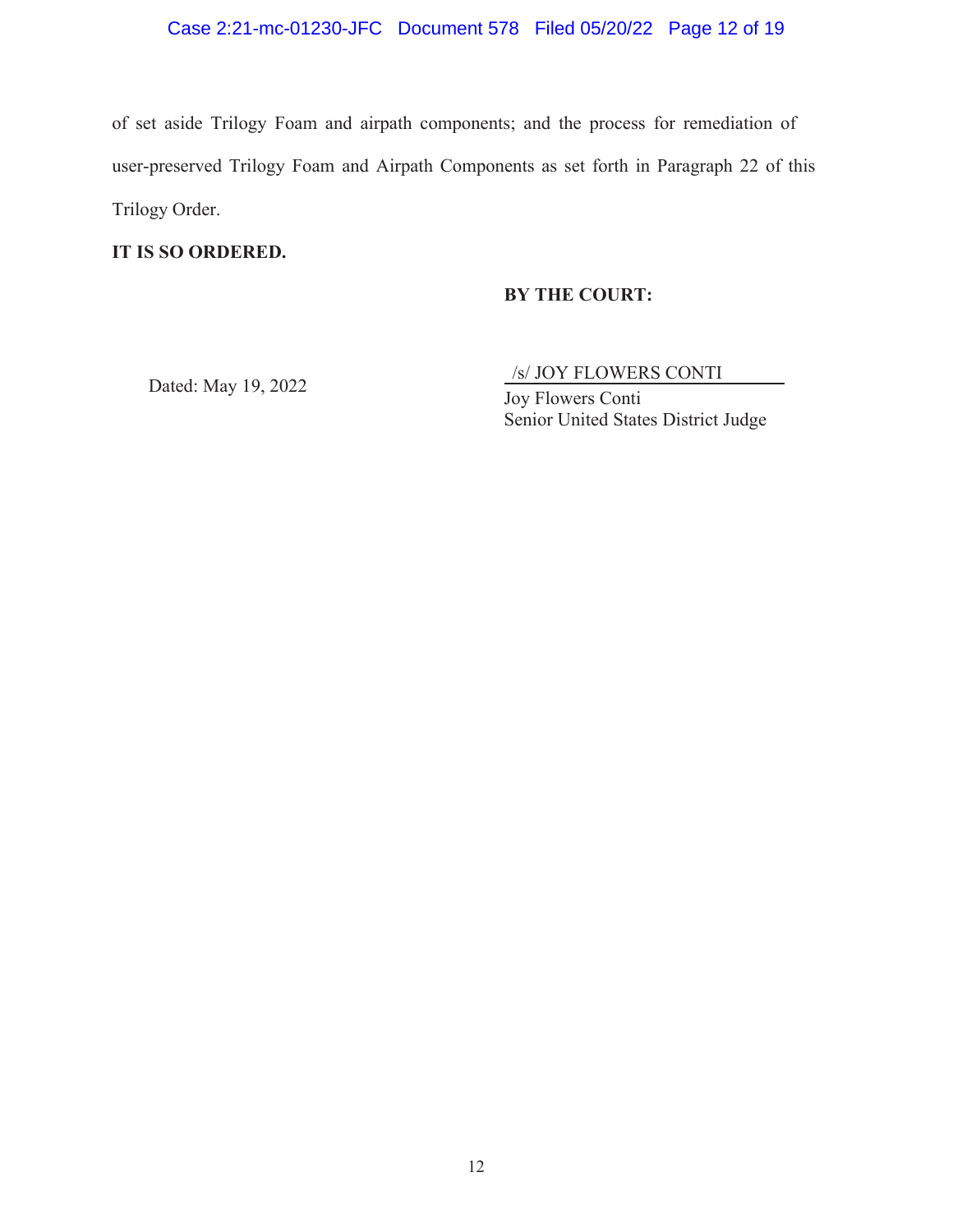of set aside Trilogy Foam and airpath components; and the process for remediation of user-preserved Trilogy Foam and Airpath Components as set forth in Paragraph 22 of this Trilogy Order.

**IT IS SO ORDERED.**

**BY THE COURT:**

Dated: May 19, 2022

/s/ JOY FLOWERS CONTI
Joy Flowers Conti
Senior United States District Judge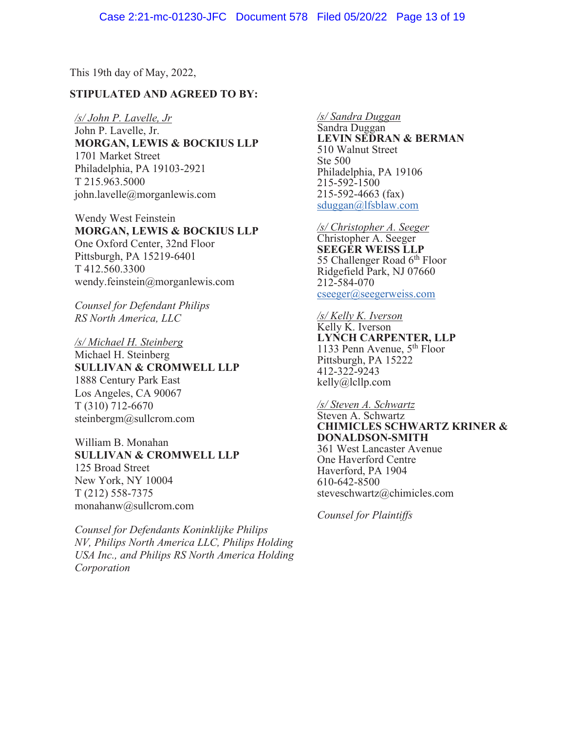This 19th day of May, 2022,

**STIPULATED AND AGREED TO BY:**

*/s/ John P. Lavelle, Jr*
John P. Lavelle, Jr.
**MORGAN, LEWIS & BOCKIUS LLP**
1701 Market Street
Philadelphia, PA 19103-2921
T 215.963.5000
john.lavelle@morganlewis.com

Wendy West Feinstein
**MORGAN, LEWIS & BOCKIUS LLP**
One Oxford Center, 32nd Floor
Pittsburgh, PA 15219-6401
T 412.560.3300
wendy.feinstein@morganlewis.com

*Counsel for Defendant Philips RS North America, LLC*

*/s/ Michael H. Steinberg*
Michael H. Steinberg
**SULLIVAN & CROMWELL LLP**
1888 Century Park East
Los Angeles, CA 90067
T (310) 712-6670
steinbergm@sullcrom.com

William B. Monahan
**SULLIVAN & CROMWELL LLP**
125 Broad Street
New York, NY 10004
T (212) 558-7375
monahanw@sullcrom.com

*Counsel for Defendants Koninklijke Philips NV, Philips North America LLC, Philips Holding USA Inc., and Philips RS North America Holding Corporation*

*/s/ Sandra Duggan*
Sandra Duggan
**LEVIN SEDRAN & BERMAN**
510 Walnut Street
Ste 500
Philadelphia, PA 19106
215-592-1500
215-592-4663 (fax)
sduggan@lfsblaw.com

*/s/ Christopher A. Seeger*
Christopher A. Seeger
**SEEGER WEISS LLP**
55 Challenger Road 6th Floor
Ridgefield Park, NJ 07660
212-584-070
cseeger@seegerweiss.com

*/s/ Kelly K. Iverson*
Kelly K. Iverson
**LYNCH CARPENTER, LLP**
1133 Penn Avenue, 5th Floor
Pittsburgh, PA 15222
412-322-9243
kelly@lcllp.com

*/s/ Steven A. Schwartz*
Steven A. Schwartz
**CHIMICLES SCHWARTZ KRINER & DONALDSON-SMITH**
361 West Lancaster Avenue
One Haverford Centre
Haverford, PA 1904
610-642-8500
steveschwartz@chimicles.com

*Counsel for Plaintiffs*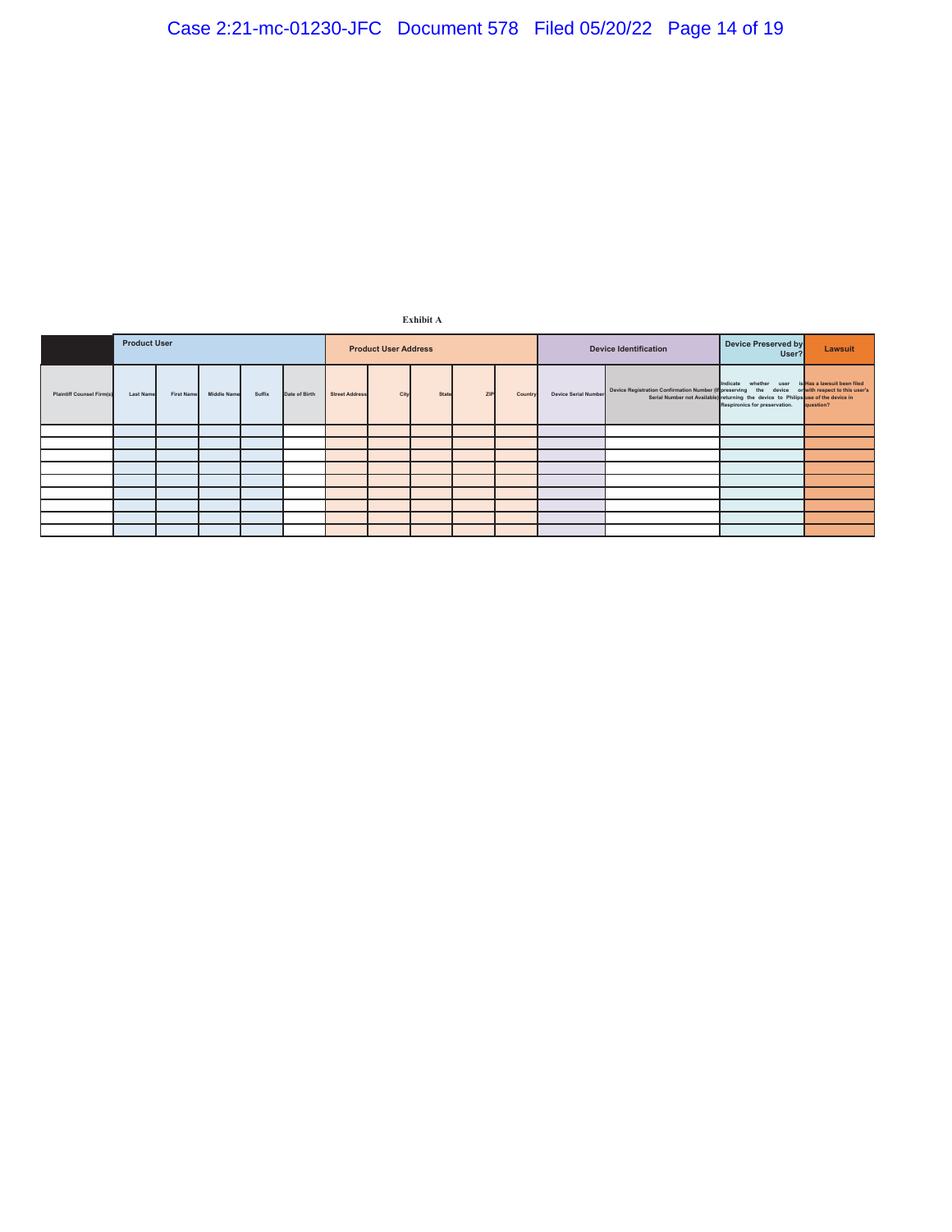**Exhibit A**

| | Product User | | | | | Product User Address | | | | | Device Identification | | Device Preserved by User? | Lawsuit |
|---|---|---|---|---|---|---|---|---|---|---|---|---|---|---|
| Plaintiff Counsel Firm(s) | Last Name | First Name | Middle Name | Suffix | Date of Birth | Street Address | City | State | ZIP | Country | Device Serial Number | Device Registration Confirmation Number (If Serial Number not Available) | Indicate whether user is preserving the device or returning the device to Philips Respironics for preservation. | Has a lawsuit been filed with respect to this user's use of the device in question? |
| | | | | | | | | | | | | | | |
| | | | | | | | | | | | | | | |
| | | | | | | | | | | | | | | |
| | | | | | | | | | | | | | | |
| | | | | | | | | | | | | | | |
| | | | | | | | | | | | | | | |
| | | | | | | | | | | | | | | |
| | | | | | | | | | | | | | | |
| | | | | | | | | | | | | | | |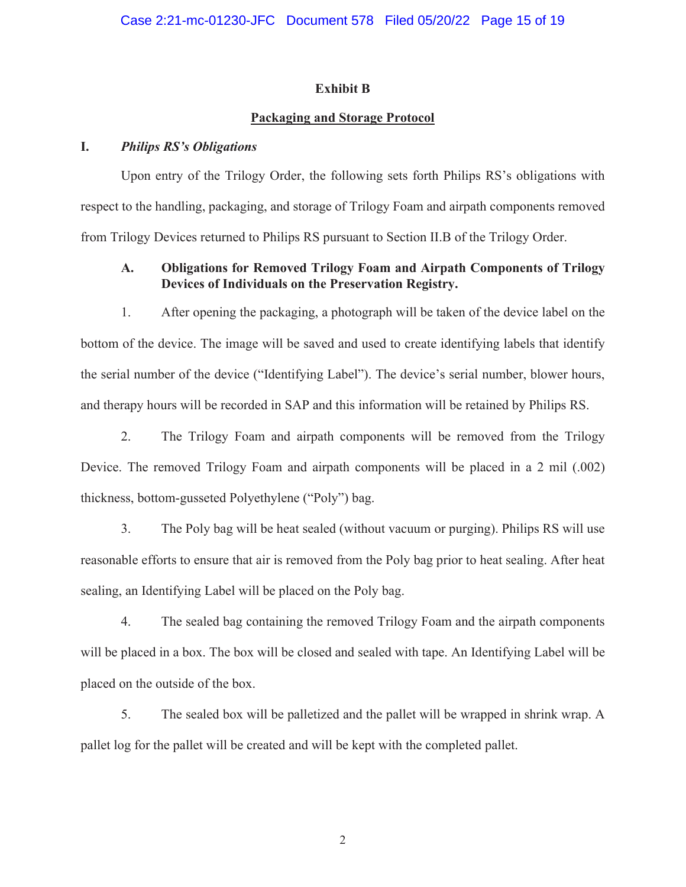# Exhibit B

## Packaging and Storage Protocol

### I. *Philips RS's Obligations*

Upon entry of the Trilogy Order, the following sets forth Philips RS's obligations with respect to the handling, packaging, and storage of Trilogy Foam and airpath components removed from Trilogy Devices returned to Philips RS pursuant to Section II.B of the Trilogy Order.

#### A. Obligations for Removed Trilogy Foam and Airpath Components of Trilogy Devices of Individuals on the Preservation Registry.

1. After opening the packaging, a photograph will be taken of the device label on the bottom of the device. The image will be saved and used to create identifying labels that identify the serial number of the device ("Identifying Label"). The device's serial number, blower hours, and therapy hours will be recorded in SAP and this information will be retained by Philips RS.

2. The Trilogy Foam and airpath components will be removed from the Trilogy Device. The removed Trilogy Foam and airpath components will be placed in a 2 mil (.002) thickness, bottom-gusseted Polyethylene ("Poly") bag.

3. The Poly bag will be heat sealed (without vacuum or purging). Philips RS will use reasonable efforts to ensure that air is removed from the Poly bag prior to heat sealing. After heat sealing, an Identifying Label will be placed on the Poly bag.

4. The sealed bag containing the removed Trilogy Foam and the airpath components will be placed in a box. The box will be closed and sealed with tape. An Identifying Label will be placed on the outside of the box.

5. The sealed box will be palletized and the pallet will be wrapped in shrink wrap. A pallet log for the pallet will be created and will be kept with the completed pallet.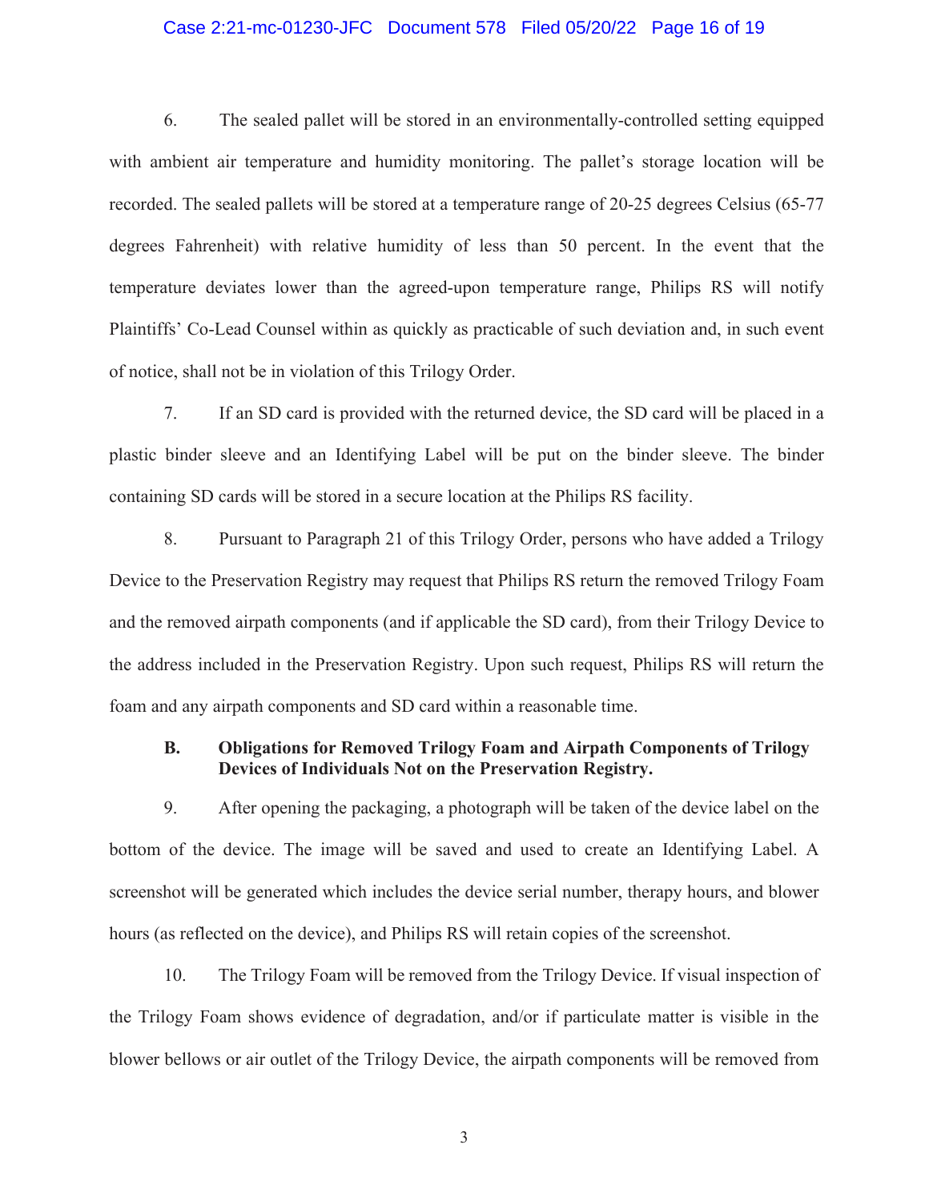6. The sealed pallet will be stored in an environmentally-controlled setting equipped with ambient air temperature and humidity monitoring. The pallet's storage location will be recorded. The sealed pallets will be stored at a temperature range of 20-25 degrees Celsius (65-77 degrees Fahrenheit) with relative humidity of less than 50 percent. In the event that the temperature deviates lower than the agreed-upon temperature range, Philips RS will notify Plaintiffs' Co-Lead Counsel within as quickly as practicable of such deviation and, in such event of notice, shall not be in violation of this Trilogy Order.

7. If an SD card is provided with the returned device, the SD card will be placed in a plastic binder sleeve and an Identifying Label will be put on the binder sleeve. The binder containing SD cards will be stored in a secure location at the Philips RS facility.

8. Pursuant to Paragraph 21 of this Trilogy Order, persons who have added a Trilogy Device to the Preservation Registry may request that Philips RS return the removed Trilogy Foam and the removed airpath components (and if applicable the SD card), from their Trilogy Device to the address included in the Preservation Registry. Upon such request, Philips RS will return the foam and any airpath components and SD card within a reasonable time.

### B. Obligations for Removed Trilogy Foam and Airpath Components of Trilogy Devices of Individuals Not on the Preservation Registry.

9. After opening the packaging, a photograph will be taken of the device label on the bottom of the device. The image will be saved and used to create an Identifying Label. A screenshot will be generated which includes the device serial number, therapy hours, and blower hours (as reflected on the device), and Philips RS will retain copies of the screenshot.

10. The Trilogy Foam will be removed from the Trilogy Device. If visual inspection of the Trilogy Foam shows evidence of degradation, and/or if particulate matter is visible in the blower bellows or air outlet of the Trilogy Device, the airpath components will be removed from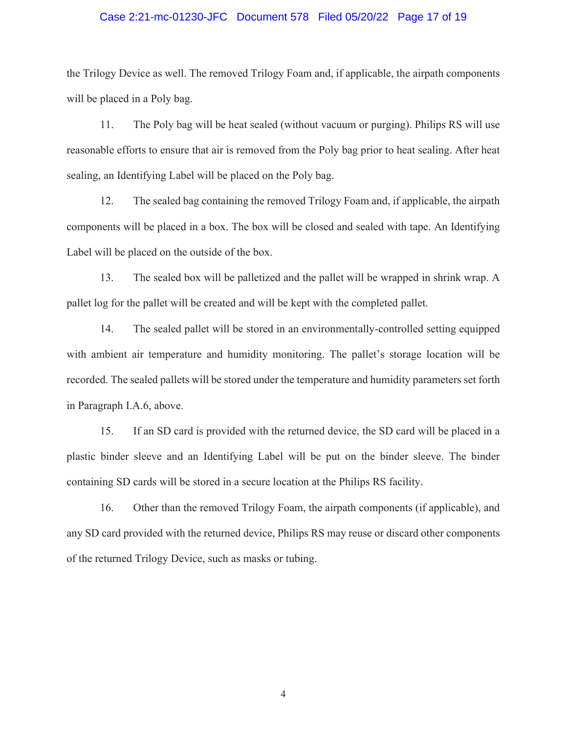the Trilogy Device as well. The removed Trilogy Foam and, if applicable, the airpath components will be placed in a Poly bag.

11. The Poly bag will be heat sealed (without vacuum or purging). Philips RS will use reasonable efforts to ensure that air is removed from the Poly bag prior to heat sealing. After heat sealing, an Identifying Label will be placed on the Poly bag.

12. The sealed bag containing the removed Trilogy Foam and, if applicable, the airpath components will be placed in a box. The box will be closed and sealed with tape. An Identifying Label will be placed on the outside of the box.

13. The sealed box will be palletized and the pallet will be wrapped in shrink wrap. A pallet log for the pallet will be created and will be kept with the completed pallet.

14. The sealed pallet will be stored in an environmentally-controlled setting equipped with ambient air temperature and humidity monitoring. The pallet's storage location will be recorded. The sealed pallets will be stored under the temperature and humidity parameters set forth in Paragraph I.A.6, above.

15. If an SD card is provided with the returned device, the SD card will be placed in a plastic binder sleeve and an Identifying Label will be put on the binder sleeve. The binder containing SD cards will be stored in a secure location at the Philips RS facility.

16. Other than the removed Trilogy Foam, the airpath components (if applicable), and any SD card provided with the returned device, Philips RS may reuse or discard other components of the returned Trilogy Device, such as masks or tubing.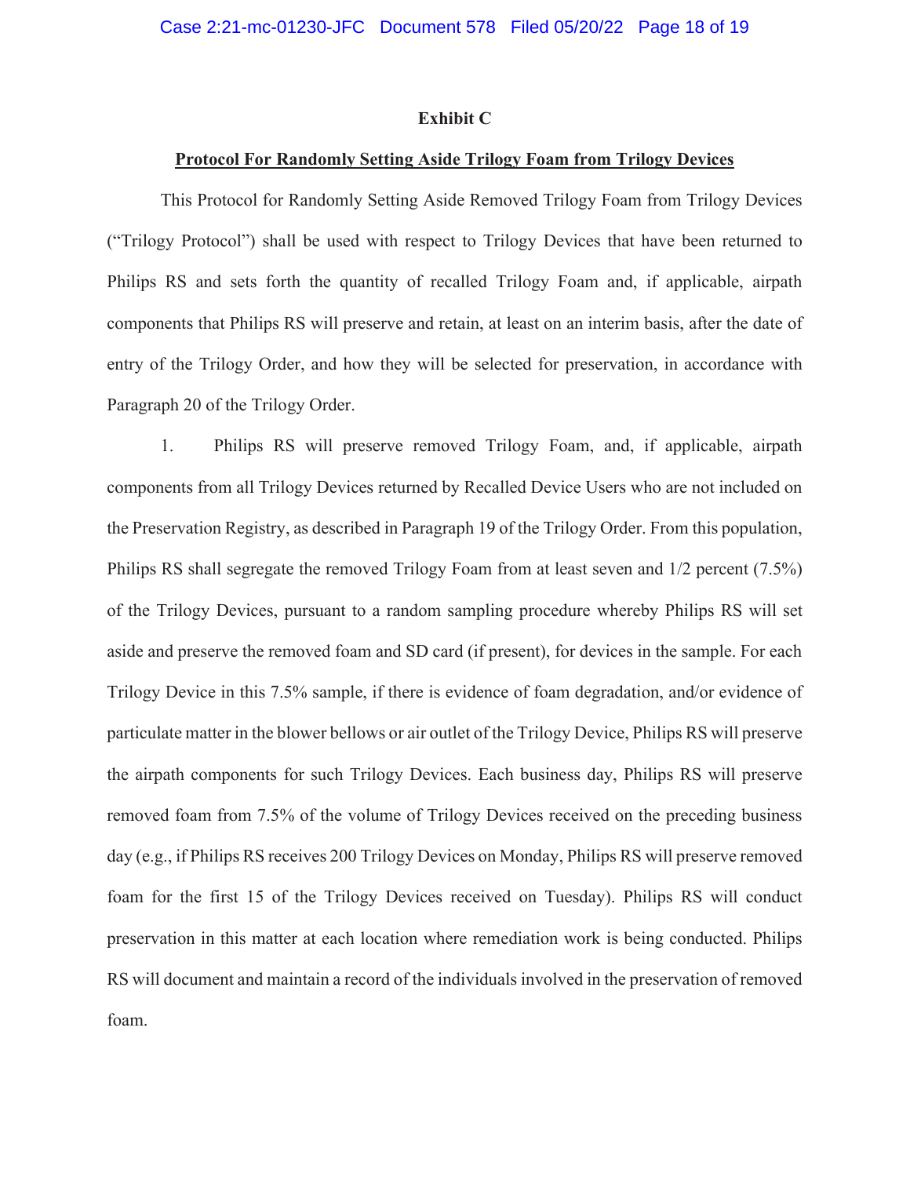**Exhibit C**

**Protocol For Randomly Setting Aside Trilogy Foam from Trilogy Devices**

This Protocol for Randomly Setting Aside Removed Trilogy Foam from Trilogy Devices ("Trilogy Protocol") shall be used with respect to Trilogy Devices that have been returned to Philips RS and sets forth the quantity of recalled Trilogy Foam and, if applicable, airpath components that Philips RS will preserve and retain, at least on an interim basis, after the date of entry of the Trilogy Order, and how they will be selected for preservation, in accordance with Paragraph 20 of the Trilogy Order.

1. Philips RS will preserve removed Trilogy Foam, and, if applicable, airpath components from all Trilogy Devices returned by Recalled Device Users who are not included on the Preservation Registry, as described in Paragraph 19 of the Trilogy Order. From this population, Philips RS shall segregate the removed Trilogy Foam from at least seven and 1/2 percent (7.5%) of the Trilogy Devices, pursuant to a random sampling procedure whereby Philips RS will set aside and preserve the removed foam and SD card (if present), for devices in the sample. For each Trilogy Device in this 7.5% sample, if there is evidence of foam degradation, and/or evidence of particulate matter in the blower bellows or air outlet of the Trilogy Device, Philips RS will preserve the airpath components for such Trilogy Devices. Each business day, Philips RS will preserve removed foam from 7.5% of the volume of Trilogy Devices received on the preceding business day (e.g., if Philips RS receives 200 Trilogy Devices on Monday, Philips RS will preserve removed foam for the first 15 of the Trilogy Devices received on Tuesday). Philips RS will conduct preservation in this matter at each location where remediation work is being conducted. Philips RS will document and maintain a record of the individuals involved in the preservation of removed foam.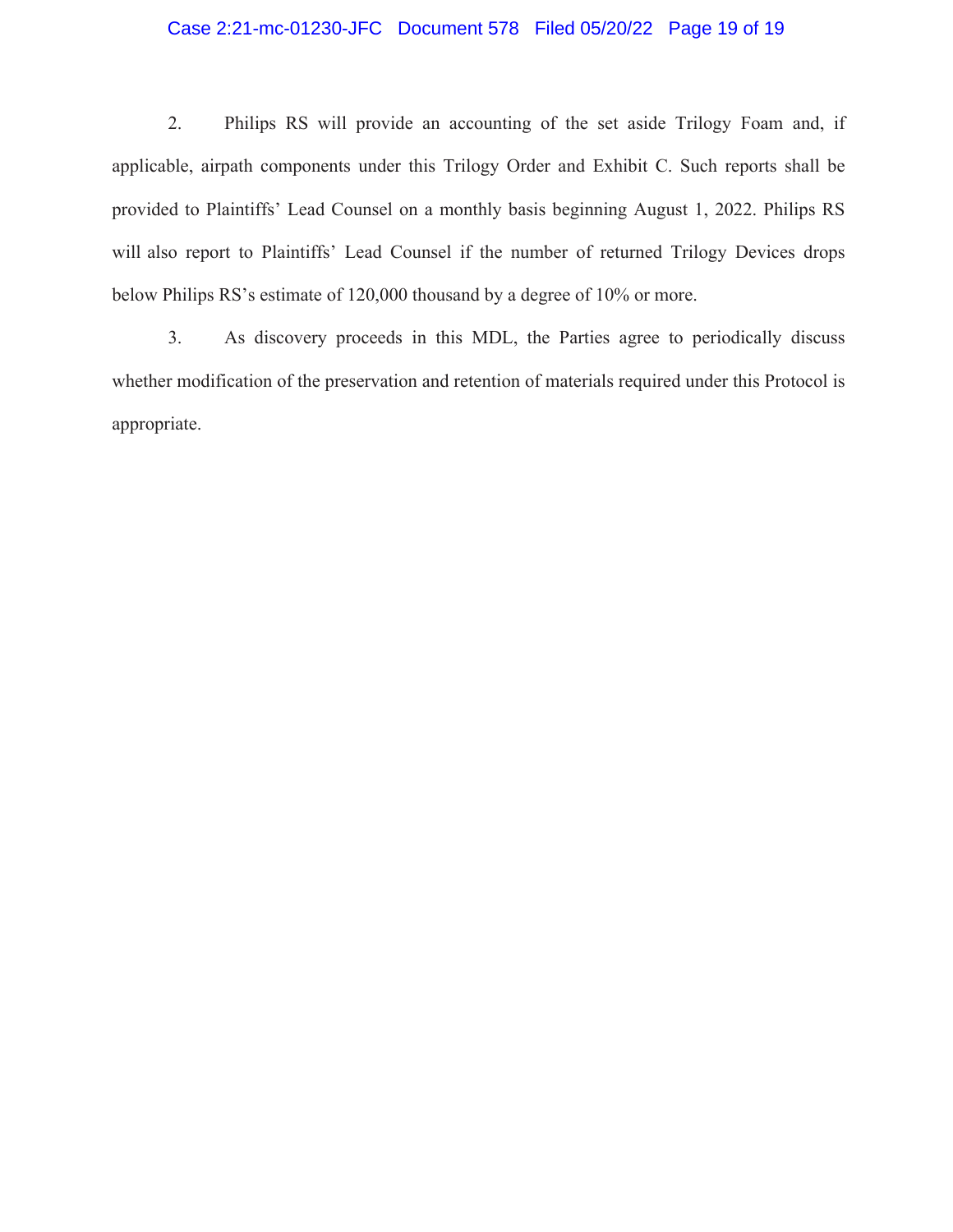2. Philips RS will provide an accounting of the set aside Trilogy Foam and, if applicable, airpath components under this Trilogy Order and Exhibit C. Such reports shall be provided to Plaintiffs' Lead Counsel on a monthly basis beginning August 1, 2022. Philips RS will also report to Plaintiffs' Lead Counsel if the number of returned Trilogy Devices drops below Philips RS's estimate of 120,000 thousand by a degree of 10% or more.

3. As discovery proceeds in this MDL, the Parties agree to periodically discuss whether modification of the preservation and retention of materials required under this Protocol is appropriate.